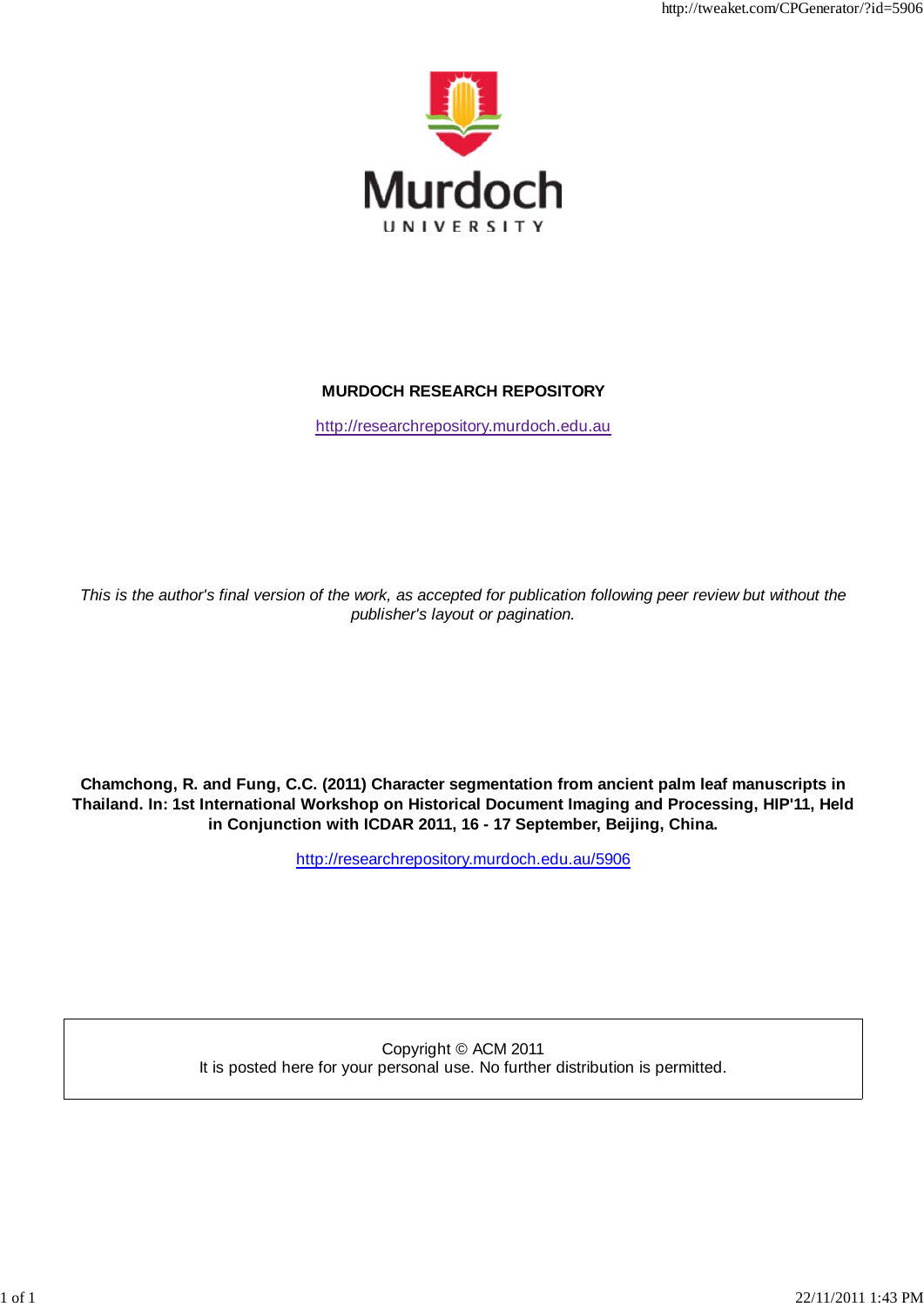Murdoch

UNIVERSITY

**MURDOCH RESEARCH REPOSITORY**

http://researchrepository.murdoch.edu.au

*This is the author's final version of the work, as accepted for publication following peer review but without the publisher's layout or pagination.*

**Chamchong, R. and Fung, C.C. (2011) Character segmentation from ancient palm leaf manuscripts in Thailand. In: 1st International Workshop on Historical Document Imaging and Processing, HIP'11, Held in Conjunction with ICDAR 2011, 16 - 17 September, Beijing, China.**

http://researchrepository.murdoch.edu.au/5906

Copyright © ACM 2011
It is posted here for your personal use. No further distribution is permitted.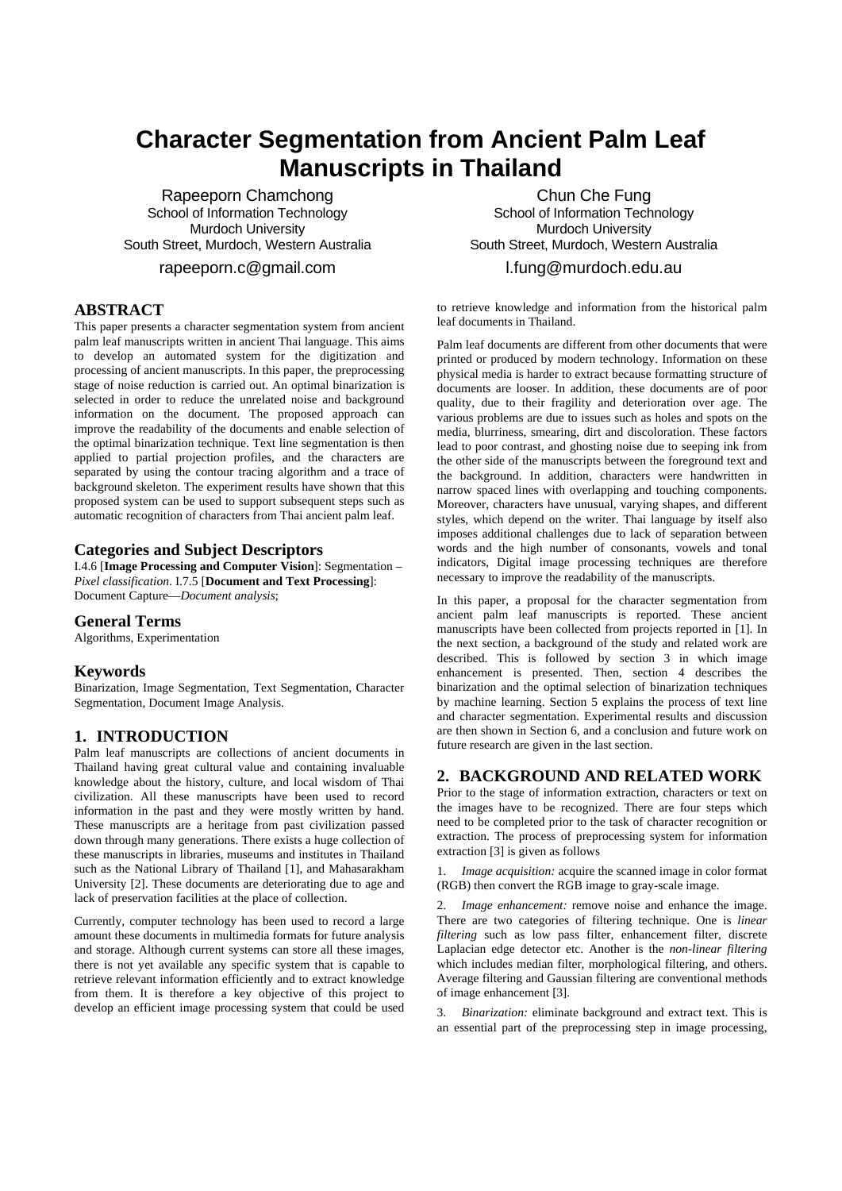# Character Segmentation from Ancient Palm Leaf Manuscripts in Thailand

Rapeeporn Chamchong
School of Information Technology
Murdoch University
South Street, Murdoch, Western Australia
rapeeporn.c@gmail.com

Chun Che Fung
School of Information Technology
Murdoch University
South Street, Murdoch, Western Australia
l.fung@murdoch.edu.au

## ABSTRACT

This paper presents a character segmentation system from ancient palm leaf manuscripts written in ancient Thai language. This aims to develop an automated system for the digitization and processing of ancient manuscripts. In this paper, the preprocessing stage of noise reduction is carried out. An optimal binarization is selected in order to reduce the unrelated noise and background information on the document. The proposed approach can improve the readability of the documents and enable selection of the optimal binarization technique. Text line segmentation is then applied to partial projection profiles, and the characters are separated by using the contour tracing algorithm and a trace of background skeleton. The experiment results have shown that this proposed system can be used to support subsequent steps such as automatic recognition of characters from Thai ancient palm leaf.

## Categories and Subject Descriptors

I.4.6 [**Image Processing and Computer Vision**]: Segmentation – *Pixel classification*. I.7.5 [**Document and Text Processing**]: Document Capture—*Document analysis*;

## General Terms

Algorithms, Experimentation

## Keywords

Binarization, Image Segmentation, Text Segmentation, Character Segmentation, Document Image Analysis.

## 1. INTRODUCTION

Palm leaf manuscripts are collections of ancient documents in Thailand having great cultural value and containing invaluable knowledge about the history, culture, and local wisdom of Thai civilization. All these manuscripts have been used to record information in the past and they were mostly written by hand. These manuscripts are a heritage from past civilization passed down through many generations. There exists a huge collection of these manuscripts in libraries, museums and institutes in Thailand such as the National Library of Thailand [1], and Mahasarakham University [2]. These documents are deteriorating due to age and lack of preservation facilities at the place of collection.

Currently, computer technology has been used to record a large amount these documents in multimedia formats for future analysis and storage. Although current systems can store all these images, there is not yet available any specific system that is capable to retrieve relevant information efficiently and to extract knowledge from them. It is therefore a key objective of this project to develop an efficient image processing system that could be used to retrieve knowledge and information from the historical palm leaf documents in Thailand.

Palm leaf documents are different from other documents that were printed or produced by modern technology. Information on these physical media is harder to extract because formatting structure of documents are looser. In addition, these documents are of poor quality, due to their fragility and deterioration over age. The various problems are due to issues such as holes and spots on the media, blurriness, smearing, dirt and discoloration. These factors lead to poor contrast, and ghosting noise due to seeping ink from the other side of the manuscripts between the foreground text and the background. In addition, characters were handwritten in narrow spaced lines with overlapping and touching components. Moreover, characters have unusual, varying shapes, and different styles, which depend on the writer. Thai language by itself also imposes additional challenges due to lack of separation between words and the high number of consonants, vowels and tonal indicators, Digital image processing techniques are therefore necessary to improve the readability of the manuscripts.

In this paper, a proposal for the character segmentation from ancient palm leaf manuscripts is reported. These ancient manuscripts have been collected from projects reported in [1]. In the next section, a background of the study and related work are described. This is followed by section 3 in which image enhancement is presented. Then, section 4 describes the binarization and the optimal selection of binarization techniques by machine learning. Section 5 explains the process of text line and character segmentation. Experimental results and discussion are then shown in Section 6, and a conclusion and future work on future research are given in the last section.

## 2. BACKGROUND AND RELATED WORK

Prior to the stage of information extraction, characters or text on the images have to be recognized. There are four steps which need to be completed prior to the task of character recognition or extraction. The process of preprocessing system for information extraction [3] is given as follows

1. *Image acquisition:* acquire the scanned image in color format (RGB) then convert the RGB image to gray-scale image.

2. *Image enhancement:* remove noise and enhance the image. There are two categories of filtering technique. One is *linear filtering* such as low pass filter, enhancement filter, discrete Laplacian edge detector etc. Another is the *non-linear filtering* which includes median filter, morphological filtering, and others. Average filtering and Gaussian filtering are conventional methods of image enhancement [3].

3. *Binarization:* eliminate background and extract text. This is an essential part of the preprocessing step in image processing,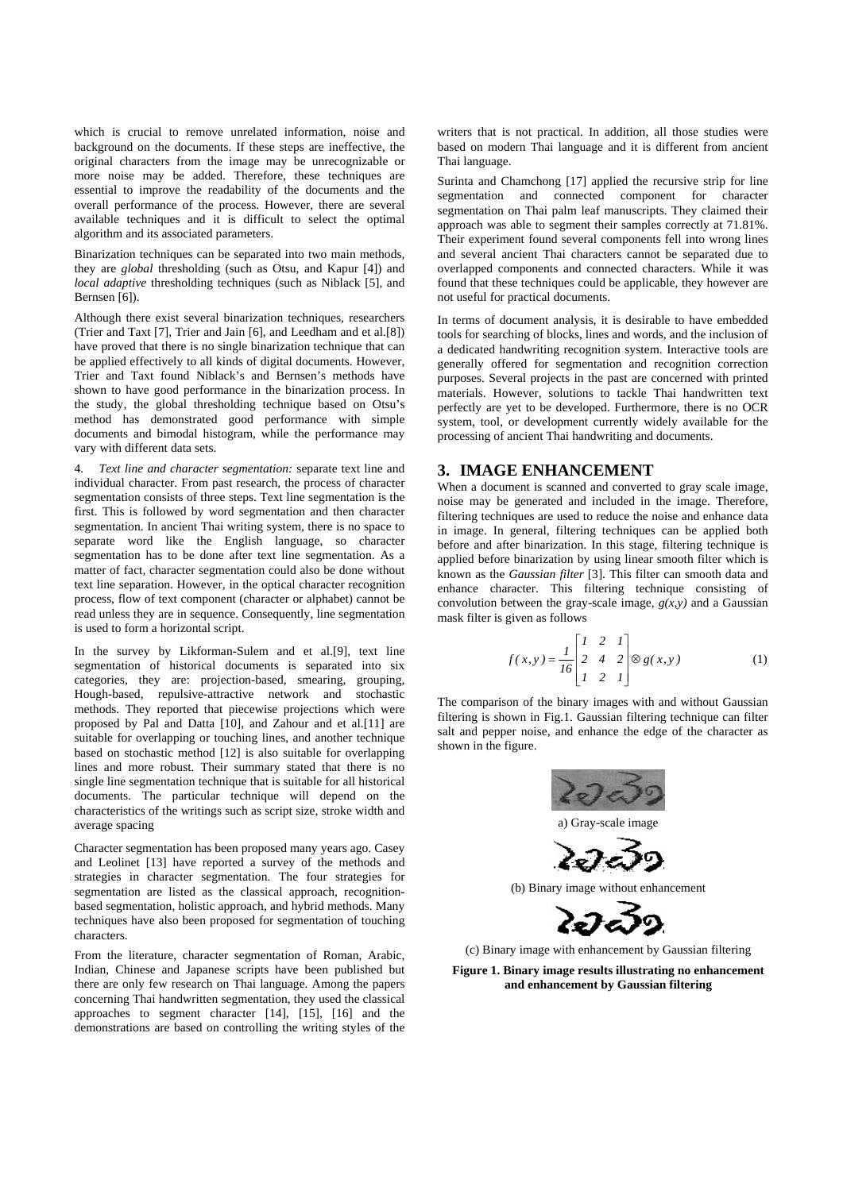which is crucial to remove unrelated information, noise and background on the documents. If these steps are ineffective, the original characters from the image may be unrecognizable or more noise may be added. Therefore, these techniques are essential to improve the readability of the documents and the overall performance of the process. However, there are several available techniques and it is difficult to select the optimal algorithm and its associated parameters.

Binarization techniques can be separated into two main methods, they are *global* thresholding (such as Otsu, and Kapur [4]) and *local adaptive* thresholding techniques (such as Niblack [5], and Bernsen [6]).

Although there exist several binarization techniques, researchers (Trier and Taxt [7], Trier and Jain [6], and Leedham and et al.[8]) have proved that there is no single binarization technique that can be applied effectively to all kinds of digital documents. However, Trier and Taxt found Niblack's and Bernsen's methods have shown to have good performance in the binarization process. In the study, the global thresholding technique based on Otsu's method has demonstrated good performance with simple documents and bimodal histogram, while the performance may vary with different data sets.

4. *Text line and character segmentation:* separate text line and individual character. From past research, the process of character segmentation consists of three steps. Text line segmentation is the first. This is followed by word segmentation and then character segmentation. In ancient Thai writing system, there is no space to separate word like the English language, so character segmentation has to be done after text line segmentation. As a matter of fact, character segmentation could also be done without text line separation. However, in the optical character recognition process, flow of text component (character or alphabet) cannot be read unless they are in sequence. Consequently, line segmentation is used to form a horizontal script.

In the survey by Likforman-Sulem and et al.[9], text line segmentation of historical documents is separated into six categories, they are: projection-based, smearing, grouping, Hough-based, repulsive-attractive network and stochastic methods. They reported that piecewise projections which were proposed by Pal and Datta [10], and Zahour and et al.[11] are suitable for overlapping or touching lines, and another technique based on stochastic method [12] is also suitable for overlapping lines and more robust. Their summary stated that there is no single line segmentation technique that is suitable for all historical documents. The particular technique will depend on the characteristics of the writings such as script size, stroke width and average spacing

Character segmentation has been proposed many years ago. Casey and Leolinet [13] have reported a survey of the methods and strategies in character segmentation. The four strategies for segmentation are listed as the classical approach, recognition-based segmentation, holistic approach, and hybrid methods. Many techniques have also been proposed for segmentation of touching characters.

From the literature, character segmentation of Roman, Arabic, Indian, Chinese and Japanese scripts have been published but there are only few research on Thai language. Among the papers concerning Thai handwritten segmentation, they used the classical approaches to segment character [14], [15], [16] and the demonstrations are based on controlling the writing styles of the writers that is not practical. In addition, all those studies were based on modern Thai language and it is different from ancient Thai language.

Surinta and Chamchong [17] applied the recursive strip for line segmentation and connected component for character segmentation on Thai palm leaf manuscripts. They claimed their approach was able to segment their samples correctly at 71.81%. Their experiment found several components fell into wrong lines and several ancient Thai characters cannot be separated due to overlapped components and connected characters. While it was found that these techniques could be applicable, they however are not useful for practical documents.

In terms of document analysis, it is desirable to have embedded tools for searching of blocks, lines and words, and the inclusion of a dedicated handwriting recognition system. Interactive tools are generally offered for segmentation and recognition correction purposes. Several projects in the past are concerned with printed materials. However, solutions to tackle Thai handwritten text perfectly are yet to be developed. Furthermore, there is no OCR system, tool, or development currently widely available for the processing of ancient Thai handwriting and documents.

## 3. IMAGE ENHANCEMENT

When a document is scanned and converted to gray scale image, noise may be generated and included in the image. Therefore, filtering techniques are used to reduce the noise and enhance data in image. In general, filtering techniques can be applied both before and after binarization. In this stage, filtering technique is applied before binarization by using linear smooth filter which is known as the *Gaussian filter* [3]. This filter can smooth data and enhance character. This filtering technique consisting of convolution between the gray-scale image, $g(x,y)$ and a Gaussian mask filter is given as follows

$$f(x,y) = \frac{1}{16}\begin{bmatrix} 1 & 2 & 1 \\ 2 & 4 & 2 \\ 1 & 2 & 1 \end{bmatrix} \otimes g(x,y) \quad (1)$$

The comparison of the binary images with and without Gaussian filtering is shown in Fig.1. Gaussian filtering technique can filter salt and pepper noise, and enhance the edge of the character as shown in the figure.

a) Gray-scale image

(b) Binary image without enhancement

(c) Binary image with enhancement by Gaussian filtering

**Figure 1. Binary image results illustrating no enhancement and enhancement by Gaussian filtering**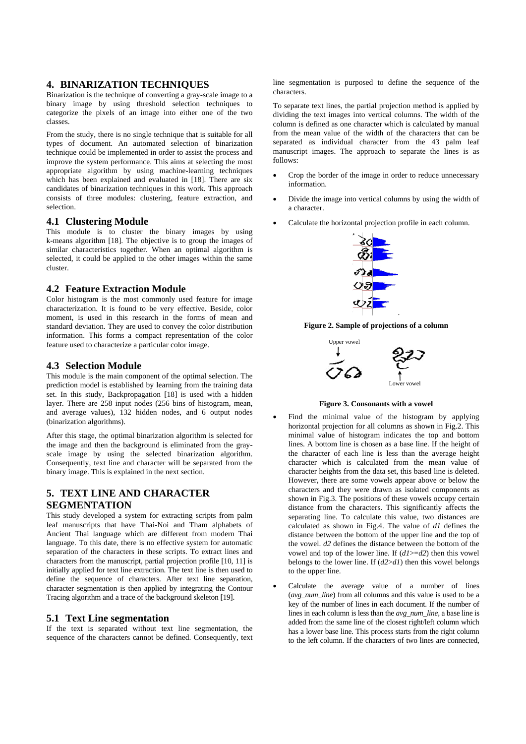## 4. BINARIZATION TECHNIQUES

Binarization is the technique of converting a gray-scale image to a binary image by using threshold selection techniques to categorize the pixels of an image into either one of the two classes.

From the study, there is no single technique that is suitable for all types of document. An automated selection of binarization technique could be implemented in order to assist the process and improve the system performance. This aims at selecting the most appropriate algorithm by using machine-learning techniques which has been explained and evaluated in [18]. There are six candidates of binarization techniques in this work. This approach consists of three modules: clustering, feature extraction, and selection.

### 4.1 Clustering Module

This module is to cluster the binary images by using k-means algorithm [18]. The objective is to group the images of similar characteristics together. When an optimal algorithm is selected, it could be applied to the other images within the same cluster.

### 4.2 Feature Extraction Module

Color histogram is the most commonly used feature for image characterization. It is found to be very effective. Beside, color moment, is used in this research in the forms of mean and standard deviation. They are used to convey the color distribution information. This forms a compact representation of the color feature used to characterize a particular color image.

### 4.3 Selection Module

This module is the main component of the optimal selection. The prediction model is established by learning from the training data set. In this study, Backpropagation [18] is used with a hidden layer. There are 258 input nodes (256 bins of histogram, mean, and average values), 132 hidden nodes, and 6 output nodes (binarization algorithms).

After this stage, the optimal binarization algorithm is selected for the image and then the background is eliminated from the gray-scale image by using the selected binarization algorithm. Consequently, text line and character will be separated from the binary image. This is explained in the next section.

## 5. TEXT LINE AND CHARACTER SEGMENTATION

This study developed a system for extracting scripts from palm leaf manuscripts that have Thai-Noi and Tham alphabets of Ancient Thai language which are different from modern Thai language. To this date, there is no effective system for automatic separation of the characters in these scripts. To extract lines and characters from the manuscript, partial projection profile [10, 11] is initially applied for text line extraction. The text line is then used to define the sequence of characters. After text line separation, character segmentation is then applied by integrating the Contour Tracing algorithm and a trace of the background skeleton [19].

### 5.1 Text Line segmentation

If the text is separated without text line segmentation, the sequence of the characters cannot be defined. Consequently, text line segmentation is purposed to define the sequence of the characters.

To separate text lines, the partial projection method is applied by dividing the text images into vertical columns. The width of the column is defined as one character which is calculated by manual from the mean value of the width of the characters that can be separated as individual character from the 43 palm leaf manuscript images. The approach to separate the lines is as follows:

- Crop the border of the image in order to reduce unnecessary information.
- Divide the image into vertical columns by using the width of a character.
- Calculate the horizontal projection profile in each column.

**Figure 2. Sample of projections of a column**

**Figure 3. Consonants with a vowel**

- Find the minimal value of the histogram by applying horizontal projection for all columns as shown in Fig.2. This minimal value of histogram indicates the top and bottom lines. A bottom line is chosen as a base line. If the height of the character of each line is less than the average height character which is calculated from the mean value of character heights from the data set, this based line is deleted. However, there are some vowels appear above or below the characters and they were drawn as isolated components as shown in Fig.3. The positions of these vowels occupy certain distance from the characters. This significantly affects the separating line. To calculate this value, two distances are calculated as shown in Fig.4. The value of $d1$ defines the distance between the bottom of the upper line and the top of the vowel. $d2$ defines the distance between the bottom of the vowel and top of the lower line. If ($d1 >= d2$) then this vowel belongs to the lower line. If ($d2 > d1$) then this vowel belongs to the upper line.
- Calculate the average value of a number of lines (*avg_num_line*) from all columns and this value is used to be a key of the number of lines in each document. If the number of lines in each column is less than the *avg_num_line*, a base line is added from the same line of the closest right/left column which has a lower base line. This process starts from the right column to the left column. If the characters of two lines are connected,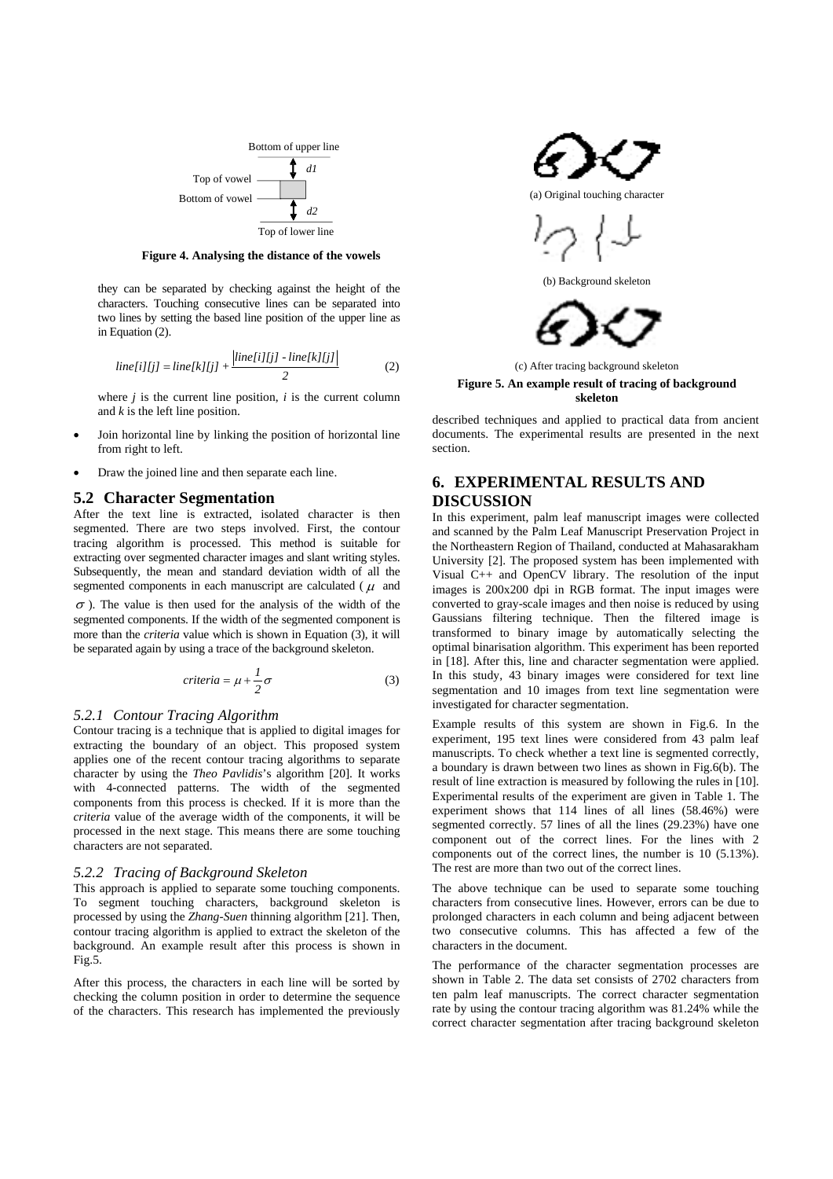Bottom of upper line

Top of vowel

Bottom of vowel

Top of lower line

**Figure 4. Analysing the distance of the vowels**

they can be separated by checking against the height of the characters. Touching consecutive lines can be separated into two lines by setting the based line position of the upper line as in Equation (2).

$$line[i][j] = line[k][j] + \frac{|line[i][j] - line[k][j]|}{2} \quad (2)$$

where $j$ is the current line position, $i$ is the current column and $k$ is the left line position.

- Join horizontal line by linking the position of horizontal line from right to left.
- Draw the joined line and then separate each line.

## 5.2 Character Segmentation

After the text line is extracted, isolated character is then segmented. There are two steps involved. First, the contour tracing algorithm is processed. This method is suitable for extracting over segmented character images and slant writing styles. Subsequently, the mean and standard deviation width of all the segmented components in each manuscript are calculated ($\mu$ and $\sigma$). The value is then used for the analysis of the width of the segmented components. If the width of the segmented component is more than the *criteria* value which is shown in Equation (3), it will be separated again by using a trace of the background skeleton.

$$criteria = \mu + \frac{1}{2}\sigma \quad (3)$$

### 5.2.1 Contour Tracing Algorithm

Contour tracing is a technique that is applied to digital images for extracting the boundary of an object. This proposed system applies one of the recent contour tracing algorithms to separate character by using the *Theo Pavlidis*'s algorithm [20]. It works with 4-connected patterns. The width of the segmented components from this process is checked. If it is more than the *criteria* value of the average width of the components, it will be processed in the next stage. This means there are some touching characters are not separated.

### 5.2.2 Tracing of Background Skeleton

This approach is applied to separate some touching components. To segment touching characters, background skeleton is processed by using the *Zhang-Suen* thinning algorithm [21]. Then, contour tracing algorithm is applied to extract the skeleton of the background. An example result after this process is shown in Fig.5.

After this process, the characters in each line will be sorted by checking the column position in order to determine the sequence of the characters. This research has implemented the previously described techniques and applied to practical data from ancient documents. The experimental results are presented in the next section.

(a) Original touching character

(b) Background skeleton

(c) After tracing background skeleton

**Figure 5. An example result of tracing of background skeleton**

# 6. EXPERIMENTAL RESULTS AND DISCUSSION

In this experiment, palm leaf manuscript images were collected and scanned by the Palm Leaf Manuscript Preservation Project in the Northeastern Region of Thailand, conducted at Mahasarakham University [2]. The proposed system has been implemented with Visual C++ and OpenCV library. The resolution of the input images is 200x200 dpi in RGB format. The input images were converted to gray-scale images and then noise is reduced by using Gaussians filtering technique. Then the filtered image is transformed to binary image by automatically selecting the optimal binarisation algorithm. This experiment has been reported in [18]. After this, line and character segmentation were applied. In this study, 43 binary images were considered for text line segmentation and 10 images from text line segmentation were investigated for character segmentation.

Example results of this system are shown in Fig.6. In the experiment, 195 text lines were considered from 43 palm leaf manuscripts. To check whether a text line is segmented correctly, a boundary is drawn between two lines as shown in Fig.6(b). The result of line extraction is measured by following the rules in [10]. Experimental results of the experiment are given in Table 1. The experiment shows that 114 lines of all lines (58.46%) were segmented correctly. 57 lines of all the lines (29.23%) have one component out of the correct lines. For the lines with 2 components out of the correct lines, the number is 10 (5.13%). The rest are more than two out of the correct lines.

The above technique can be used to separate some touching characters from consecutive lines. However, errors can be due to prolonged characters in each column and being adjacent between two consecutive columns. This has affected a few of the characters in the document.

The performance of the character segmentation processes are shown in Table 2. The data set consists of 2702 characters from ten palm leaf manuscripts. The correct character segmentation rate by using the contour tracing algorithm was 81.24% while the correct character segmentation after tracing background skeleton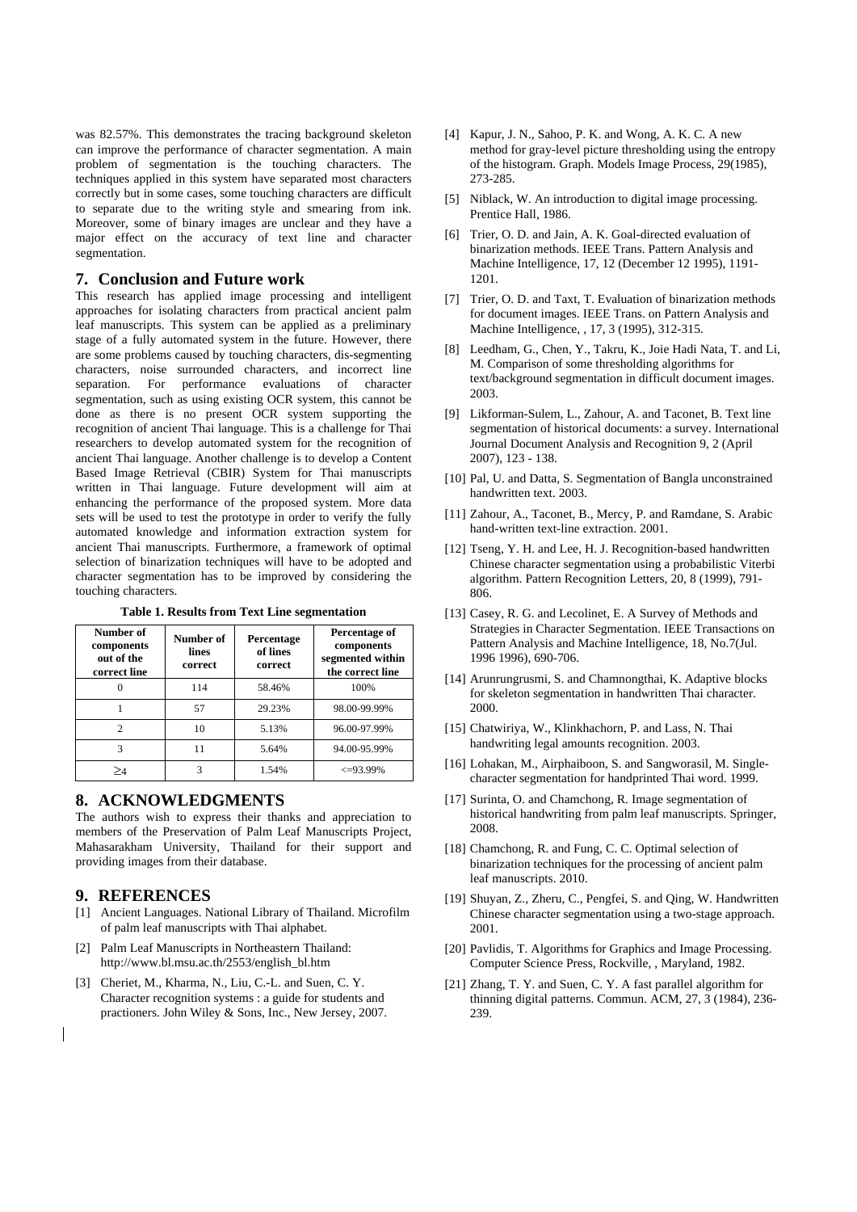was 82.57%. This demonstrates the tracing background skeleton can improve the performance of character segmentation. A main problem of segmentation is the touching characters. The techniques applied in this system have separated most characters correctly but in some cases, some touching characters are difficult to separate due to the writing style and smearing from ink. Moreover, some of binary images are unclear and they have a major effect on the accuracy of text line and character segmentation.

## 7. Conclusion and Future work

This research has applied image processing and intelligent approaches for isolating characters from practical ancient palm leaf manuscripts. This system can be applied as a preliminary stage of a fully automated system in the future. However, there are some problems caused by touching characters, dis-segmenting characters, noise surrounded characters, and incorrect line separation. For performance evaluations of character segmentation, such as using existing OCR system, this cannot be done as there is no present OCR system supporting the recognition of ancient Thai language. This is a challenge for Thai researchers to develop automated system for the recognition of ancient Thai language. Another challenge is to develop a Content Based Image Retrieval (CBIR) System for Thai manuscripts written in Thai language. Future development will aim at enhancing the performance of the proposed system. More data sets will be used to test the prototype in order to verify the fully automated knowledge and information extraction system for ancient Thai manuscripts. Furthermore, a framework of optimal selection of binarization techniques will have to be adopted and character segmentation has to be improved by considering the touching characters.

**Table 1. Results from Text Line segmentation**

| Number of components out of the correct line | Number of lines correct | Percentage of lines correct | Percentage of components segmented within the correct line |
|---|---|---|---|
| 0 | 114 | 58.46% | 100% |
| 1 | 57 | 29.23% | 98.00-99.99% |
| 2 | 10 | 5.13% | 96.00-97.99% |
| 3 | 11 | 5.64% | 94.00-95.99% |
| $\geq 4$ | 3 | 1.54% | <=93.99% |

## 8. ACKNOWLEDGMENTS

The authors wish to express their thanks and appreciation to members of the Preservation of Palm Leaf Manuscripts Project, Mahasarakham University, Thailand for their support and providing images from their database.

## 9. REFERENCES

[1] Ancient Languages. National Library of Thailand. Microfilm of palm leaf manuscripts with Thai alphabet.

[2] Palm Leaf Manuscripts in Northeastern Thailand: http://www.bl.msu.ac.th/2553/english_bl.htm

[3] Cheriet, M., Kharma, N., Liu, C.-L. and Suen, C. Y. Character recognition systems : a guide for students and practioners. John Wiley & Sons, Inc., New Jersey, 2007.

[4] Kapur, J. N., Sahoo, P. K. and Wong, A. K. C. A new method for gray-level picture thresholding using the entropy of the histogram. Graph. Models Image Process, 29(1985), 273-285.

[5] Niblack, W. An introduction to digital image processing. Prentice Hall, 1986.

[6] Trier, O. D. and Jain, A. K. Goal-directed evaluation of binarization methods. IEEE Trans. Pattern Analysis and Machine Intelligence, 17, 12 (December 12 1995), 1191-1201.

[7] Trier, O. D. and Taxt, T. Evaluation of binarization methods for document images. IEEE Trans. on Pattern Analysis and Machine Intelligence, , 17, 3 (1995), 312-315.

[8] Leedham, G., Chen, Y., Takru, K., Joie Hadi Nata, T. and Li, M. Comparison of some thresholding algorithms for text/background segmentation in difficult document images. 2003.

[9] Likforman-Sulem, L., Zahour, A. and Taconet, B. Text line segmentation of historical documents: a survey. International Journal Document Analysis and Recognition 9, 2 (April 2007), 123 - 138.

[10] Pal, U. and Datta, S. Segmentation of Bangla unconstrained handwritten text. 2003.

[11] Zahour, A., Taconet, B., Mercy, P. and Ramdane, S. Arabic hand-written text-line extraction. 2001.

[12] Tseng, Y. H. and Lee, H. J. Recognition-based handwritten Chinese character segmentation using a probabilistic Viterbi algorithm. Pattern Recognition Letters, 20, 8 (1999), 791-806.

[13] Casey, R. G. and Lecolinet, E. A Survey of Methods and Strategies in Character Segmentation. IEEE Transactions on Pattern Analysis and Machine Intelligence, 18, No.7(Jul. 1996 1996), 690-706.

[14] Arunrungrusmi, S. and Chamnongthai, K. Adaptive blocks for skeleton segmentation in handwritten Thai character. 2000.

[15] Chatwiriya, W., Klinkhachorn, P. and Lass, N. Thai handwriting legal amounts recognition. 2003.

[16] Lohakan, M., Airphaiboon, S. and Sangworasil, M. Single-character segmentation for handprinted Thai word. 1999.

[17] Surinta, O. and Chamchong, R. Image segmentation of historical handwriting from palm leaf manuscripts. Springer, 2008.

[18] Chamchong, R. and Fung, C. C. Optimal selection of binarization techniques for the processing of ancient palm leaf manuscripts. 2010.

[19] Shuyan, Z., Zheru, C., Pengfei, S. and Qing, W. Handwritten Chinese character segmentation using a two-stage approach. 2001.

[20] Pavlidis, T. Algorithms for Graphics and Image Processing. Computer Science Press, Rockville, , Maryland, 1982.

[21] Zhang, T. Y. and Suen, C. Y. A fast parallel algorithm for thinning digital patterns. Commun. ACM, 27, 3 (1984), 236-239.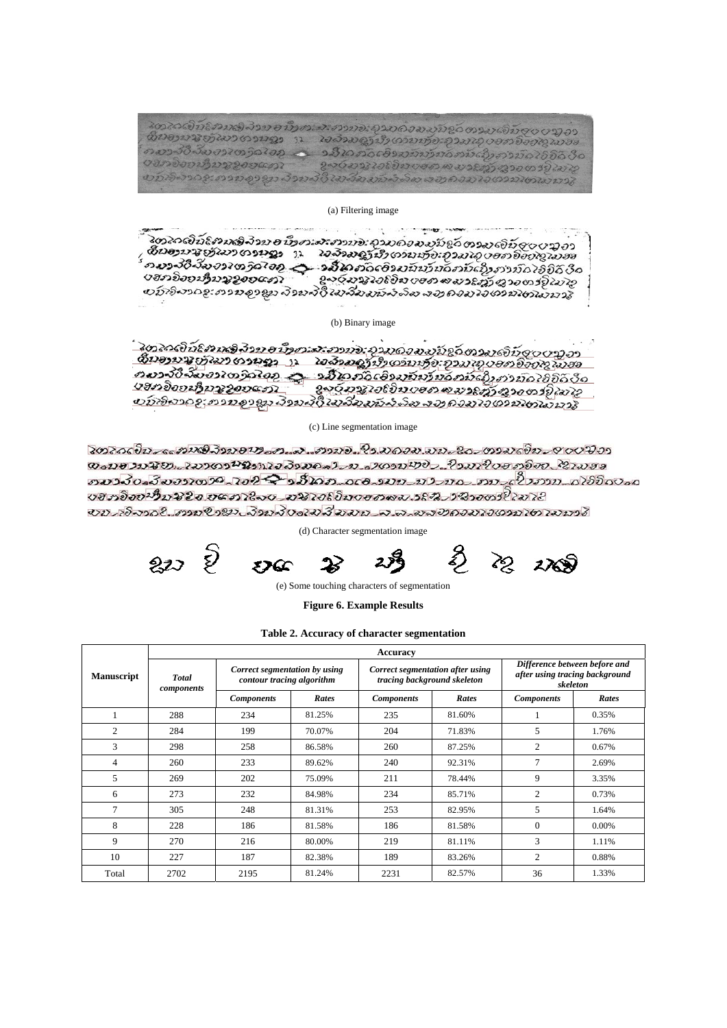(a) Filtering image

(b) Binary image

(c) Line segmentation image

(d) Character segmentation image

(e) Some touching characters of segmentation

**Figure 6. Example Results**

**Table 2. Accuracy of character segmentation**

| Manuscript | Accuracy | | | | | | |
|---|---|---|---|---|---|---|---|
| | *Total components* | *Correct segmentation by using contour tracing algorithm* | | *Correct segmentation after using tracing background skeleton* | | *Difference between before and after using tracing background skeleton* | |
| | | *Components* | *Rates* | *Components* | *Rates* | *Components* | *Rates* |
| 1 | 288 | 234 | 81.25% | 235 | 81.60% | 1 | 0.35% |
| 2 | 284 | 199 | 70.07% | 204 | 71.83% | 5 | 1.76% |
| 3 | 298 | 258 | 86.58% | 260 | 87.25% | 2 | 0.67% |
| 4 | 260 | 233 | 89.62% | 240 | 92.31% | 7 | 2.69% |
| 5 | 269 | 202 | 75.09% | 211 | 78.44% | 9 | 3.35% |
| 6 | 273 | 232 | 84.98% | 234 | 85.71% | 2 | 0.73% |
| 7 | 305 | 248 | 81.31% | 253 | 82.95% | 5 | 1.64% |
| 8 | 228 | 186 | 81.58% | 186 | 81.58% | 0 | 0.00% |
| 9 | 270 | 216 | 80.00% | 219 | 81.11% | 3 | 1.11% |
| 10 | 227 | 187 | 82.38% | 189 | 83.26% | 2 | 0.88% |
| Total | 2702 | 2195 | 81.24% | 2231 | 82.57% | 36 | 1.33% |